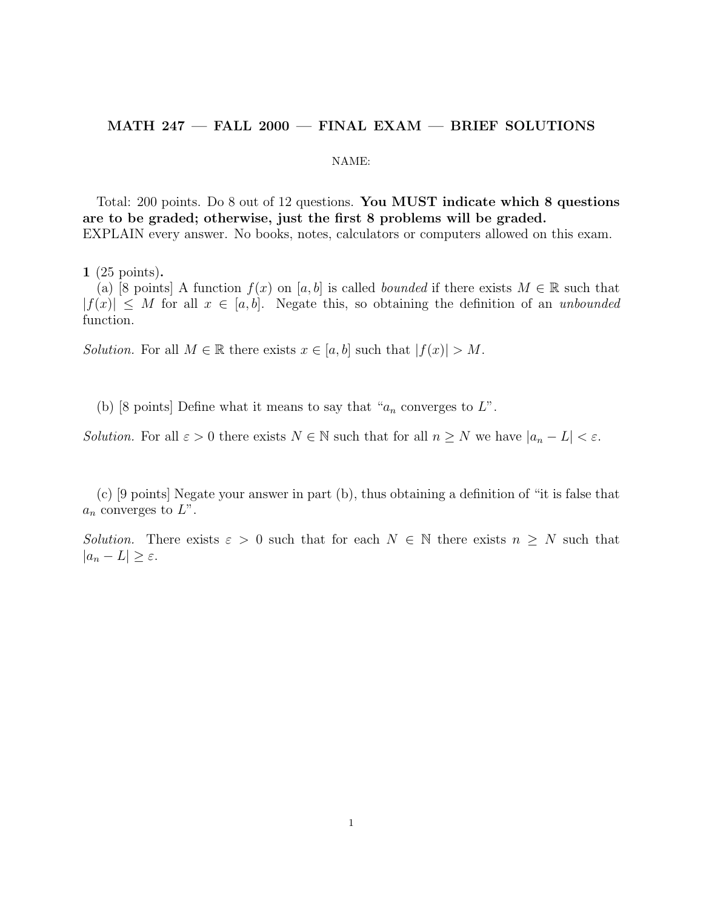# MATH 247 — FALL 2000 — FINAL EXAM — BRIEF SOLUTIONS

NAME:

Total: 200 points. Do 8 out of 12 questions. **You MUST indicate which 8 questions are to be graded; otherwise, just the first 8 problems will be graded.**
EXPLAIN every answer. No books, notes, calculators or computers allowed on this exam.

**1** (25 points)**.**

(a) [8 points] A function $f(x)$ on $[a, b]$ is called *bounded* if there exists $M \in \mathbb{R}$ such that $|f(x)| \leq M$ for all $x \in [a, b]$. Negate this, so obtaining the definition of an *unbounded* function.

*Solution.* For all $M \in \mathbb{R}$ there exists $x \in [a, b]$ such that $|f(x)| > M$.

(b) [8 points] Define what it means to say that "$a_n$ converges to $L$".

*Solution.* For all $\varepsilon > 0$ there exists $N \in \mathbb{N}$ such that for all $n \geq N$ we have $|a_n - L| < \varepsilon$.

(c) [9 points] Negate your answer in part (b), thus obtaining a definition of "it is false that $a_n$ converges to $L$".

*Solution.* There exists $\varepsilon > 0$ such that for each $N \in \mathbb{N}$ there exists $n \geq N$ such that $|a_n - L| \geq \varepsilon$.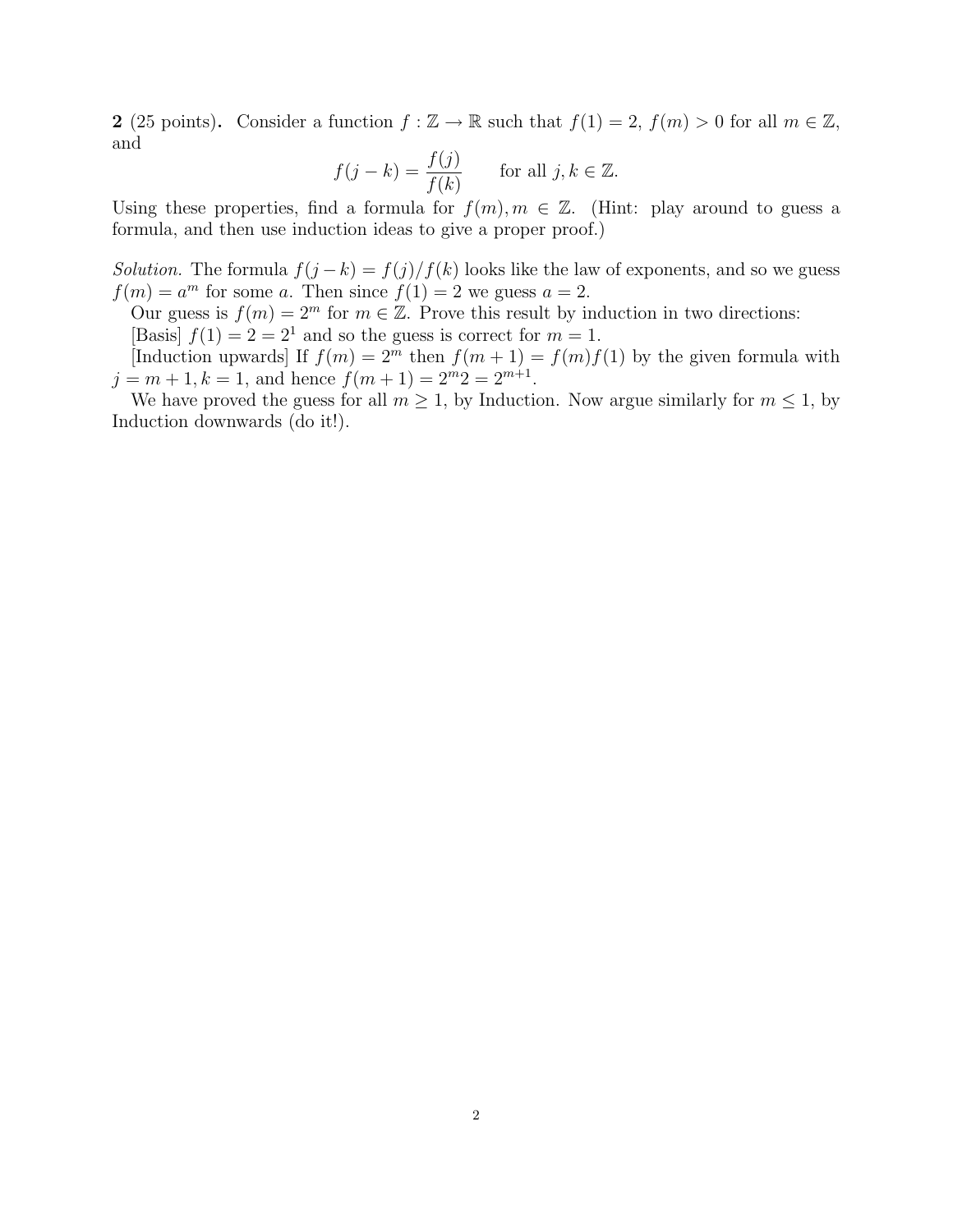**2** (25 points)**.** Consider a function $f : \mathbb{Z} \to \mathbb{R}$ such that $f(1) = 2$, $f(m) > 0$ for all $m \in \mathbb{Z}$, and

$$f(j-k) = \frac{f(j)}{f(k)} \qquad \text{for all } j, k \in \mathbb{Z}.$$

Using these properties, find a formula for $f(m), m \in \mathbb{Z}$. (Hint: play around to guess a formula, and then use induction ideas to give a proper proof.)

*Solution.* The formula $f(j-k) = f(j)/f(k)$ looks like the law of exponents, and so we guess $f(m) = a^m$ for some $a$. Then since $f(1) = 2$ we guess $a = 2$.

Our guess is $f(m) = 2^m$ for $m \in \mathbb{Z}$. Prove this result by induction in two directions:

[Basis] $f(1) = 2 = 2^1$ and so the guess is correct for $m = 1$.

[Induction upwards] If $f(m) = 2^m$ then $f(m+1) = f(m)f(1)$ by the given formula with $j = m+1, k = 1$, and hence $f(m+1) = 2^m 2 = 2^{m+1}$.

We have proved the guess for all $m \geq 1$, by Induction. Now argue similarly for $m \leq 1$, by Induction downwards (do it!).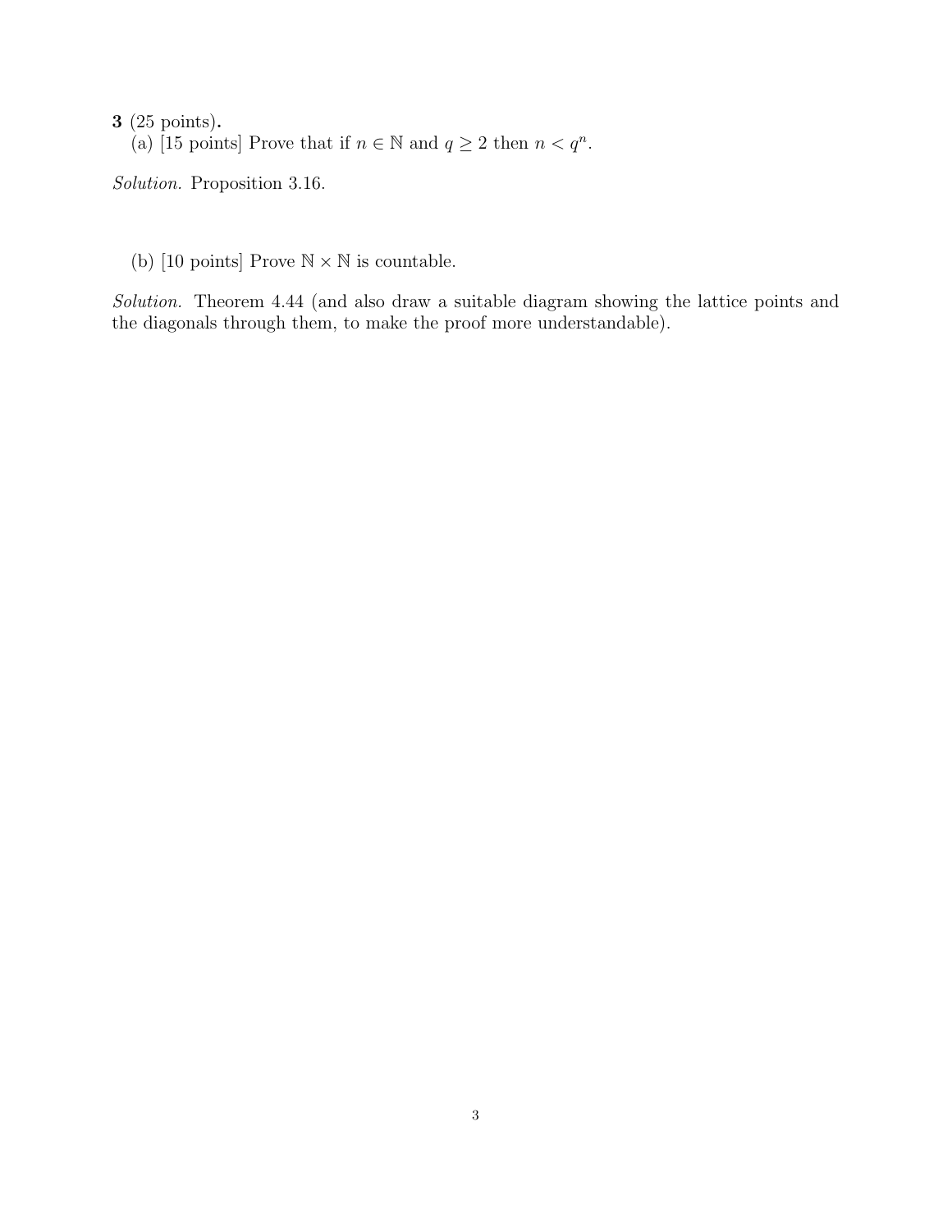**3** (25 points).

(a) [15 points] Prove that if $n \in \mathbb{N}$ and $q \geq 2$ then $n < q^n$.

*Solution.* Proposition 3.16.

(b) [10 points] Prove $\mathbb{N} \times \mathbb{N}$ is countable.

*Solution.* Theorem 4.44 (and also draw a suitable diagram showing the lattice points and the diagonals through them, to make the proof more understandable).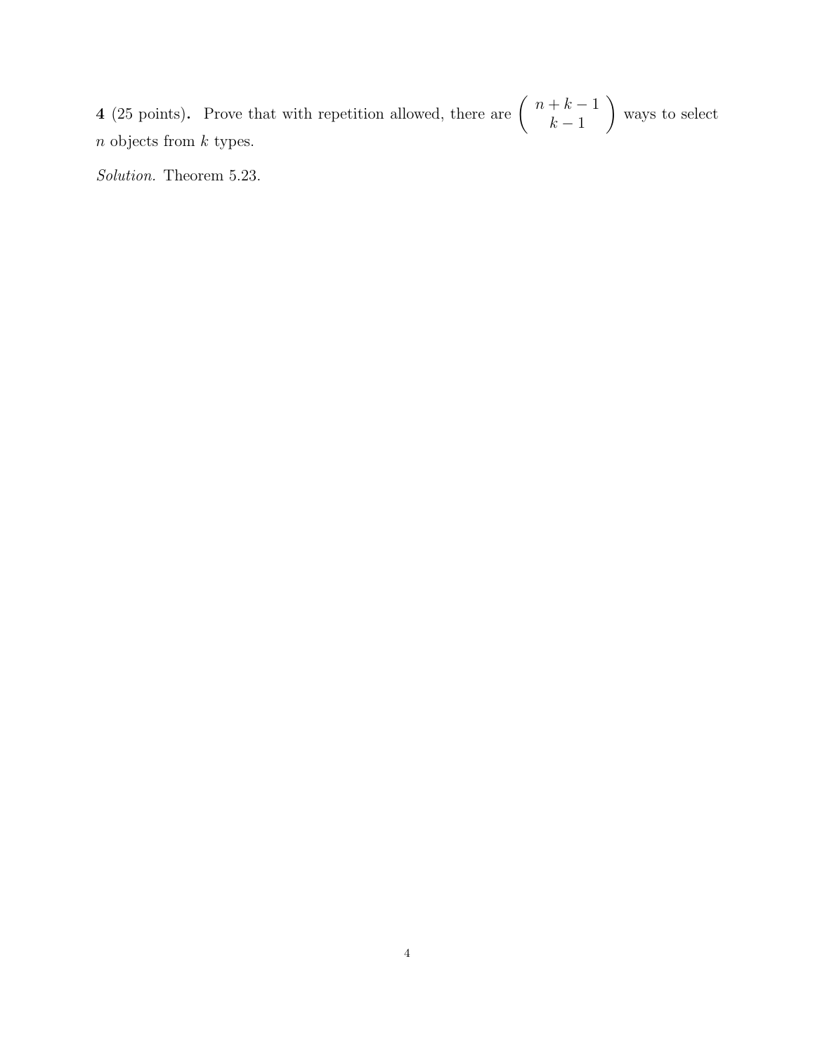**4** (25 points)**.** Prove that with repetition allowed, there are $\binom{n+k-1}{k-1}$ ways to select $n$ objects from $k$ types.

*Solution.* Theorem 5.23.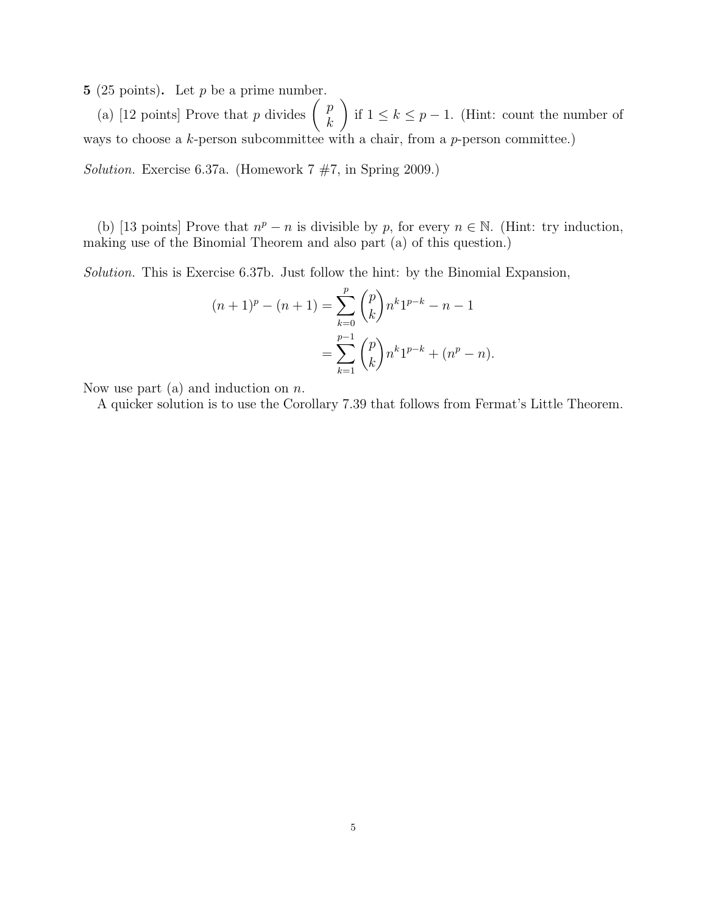**5** (25 points)**.** Let $p$ be a prime number.

(a) [12 points] Prove that $p$ divides $\left( \begin{array}{c} p \\ k \end{array} \right)$ if $1 \le k \le p-1$. (Hint: count the number of ways to choose a $k$-person subcommittee with a chair, from a $p$-person committee.)

*Solution.* Exercise 6.37a. (Homework 7 #7, in Spring 2009.)

(b) [13 points] Prove that $n^p - n$ is divisible by $p$, for every $n \in \mathbb{N}$. (Hint: try induction, making use of the Binomial Theorem and also part (a) of this question.)

*Solution.* This is Exercise 6.37b. Just follow the hint: by the Binomial Expansion,

$$
\begin{aligned}
(n+1)^p - (n+1) &= \sum_{k=0}^{p} \binom{p}{k} n^k 1^{p-k} - n - 1 \\
&= \sum_{k=1}^{p-1} \binom{p}{k} n^k 1^{p-k} + (n^p - n).
\end{aligned}
$$

Now use part (a) and induction on $n$.

A quicker solution is to use the Corollary 7.39 that follows from Fermat's Little Theorem.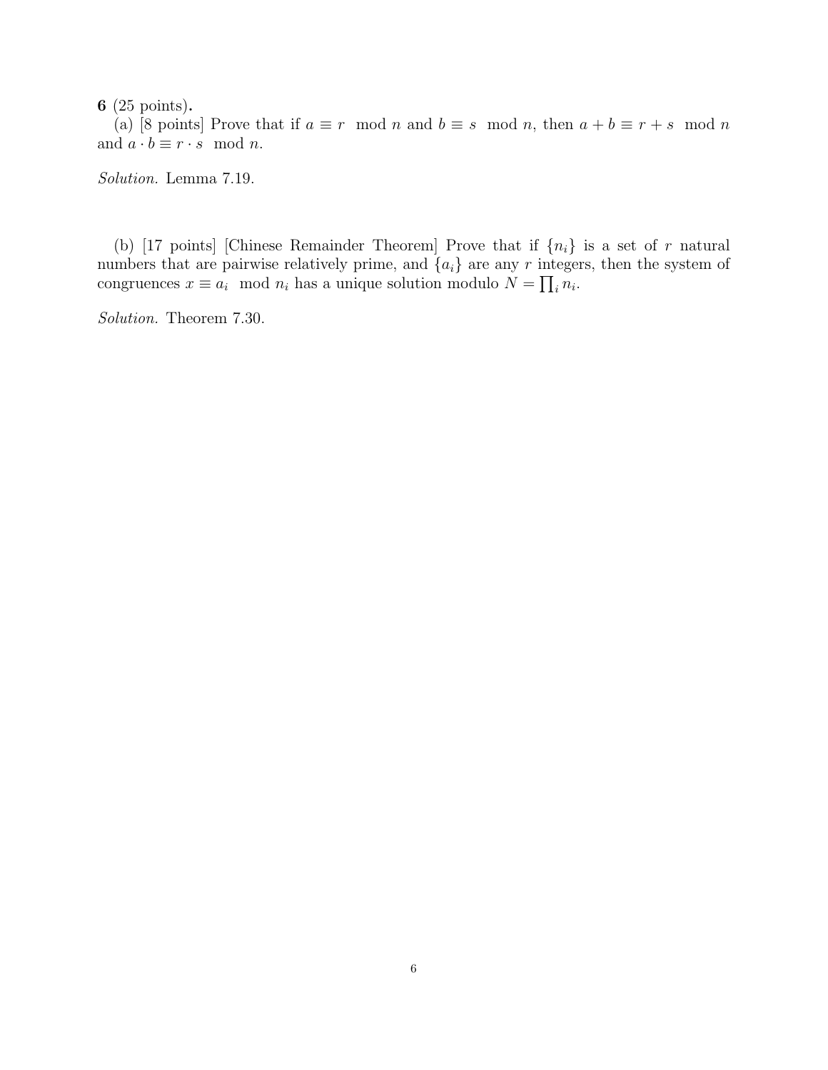**6** (25 points)**.**

(a) [8 points] Prove that if $a \equiv r \mod n$ and $b \equiv s \mod n$, then $a + b \equiv r + s \mod n$ and $a \cdot b \equiv r \cdot s \mod n$.

*Solution.* Lemma 7.19.

(b) [17 points] [Chinese Remainder Theorem] Prove that if $\{n_i\}$ is a set of $r$ natural numbers that are pairwise relatively prime, and $\{a_i\}$ are any $r$ integers, then the system of congruences $x \equiv a_i \mod n_i$ has a unique solution modulo $N = \prod_i n_i$.

*Solution.* Theorem 7.30.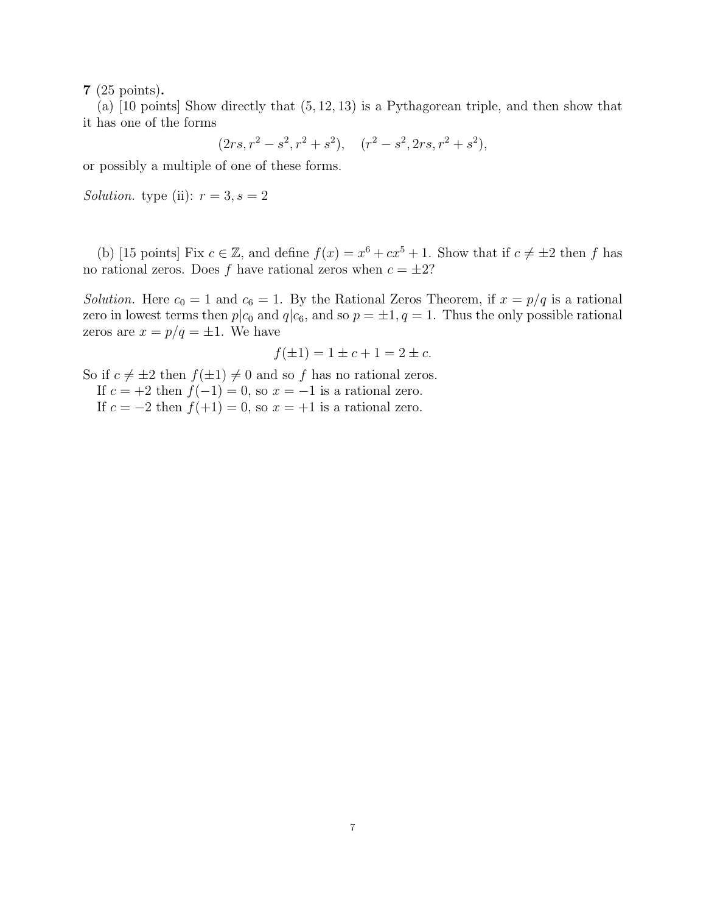**7** (25 points)**.**

(a) [10 points] Show directly that $(5, 12, 13)$ is a Pythagorean triple, and then show that it has one of the forms

$$(2rs, r^2 - s^2, r^2 + s^2), \quad (r^2 - s^2, 2rs, r^2 + s^2),$$

or possibly a multiple of one of these forms.

*Solution.* type (ii): $r = 3, s = 2$

(b) [15 points] Fix $c \in \mathbb{Z}$, and define $f(x) = x^6 + cx^5 + 1$. Show that if $c \neq \pm 2$ then $f$ has no rational zeros. Does $f$ have rational zeros when $c = \pm 2$?

*Solution.* Here $c_0 = 1$ and $c_6 = 1$. By the Rational Zeros Theorem, if $x = p/q$ is a rational zero in lowest terms then $p | c_0$ and $q | c_6$, and so $p = \pm 1, q = 1$. Thus the only possible rational zeros are $x = p/q = \pm 1$. We have

$$f(\pm 1) = 1 \pm c + 1 = 2 \pm c.$$

So if $c \neq \pm 2$ then $f(\pm 1) \neq 0$ and so $f$ has no rational zeros.

If $c = +2$ then $f(-1) = 0$, so $x = -1$ is a rational zero.

If $c = -2$ then $f(+1) = 0$, so $x = +1$ is a rational zero.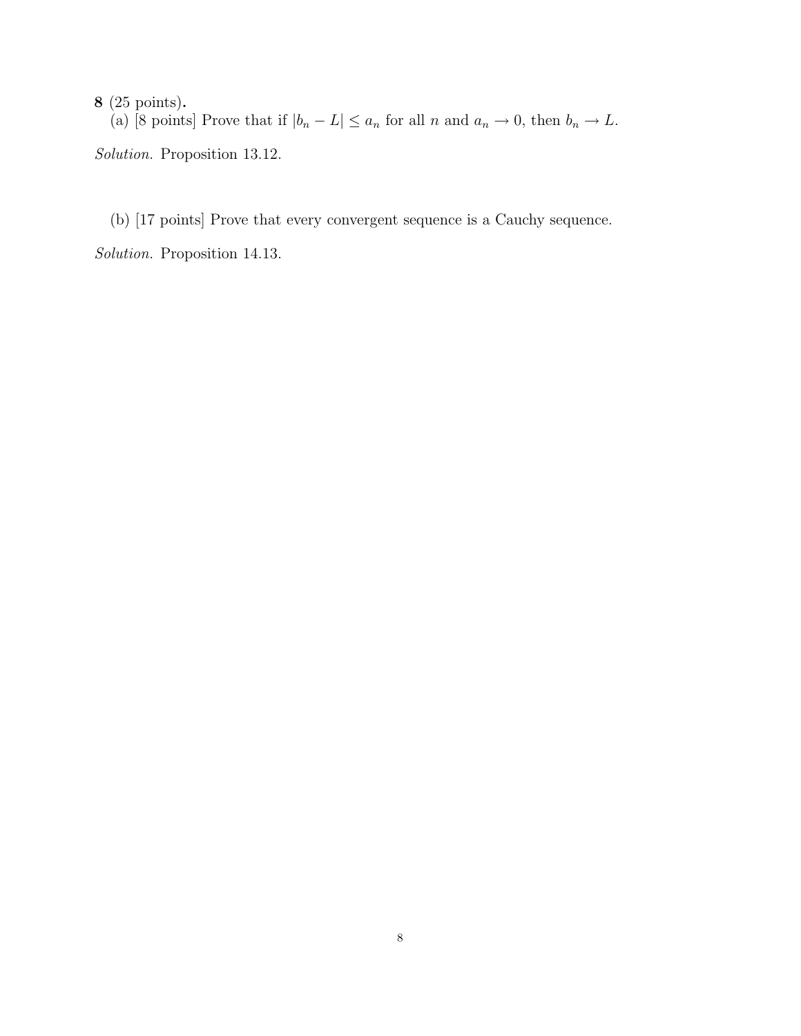**8** (25 points)**.**

(a) [8 points] Prove that if $|b_n - L| \leq a_n$ for all $n$ and $a_n \to 0$, then $b_n \to L$.

*Solution.* Proposition 13.12.

(b) [17 points] Prove that every convergent sequence is a Cauchy sequence.

*Solution.* Proposition 14.13.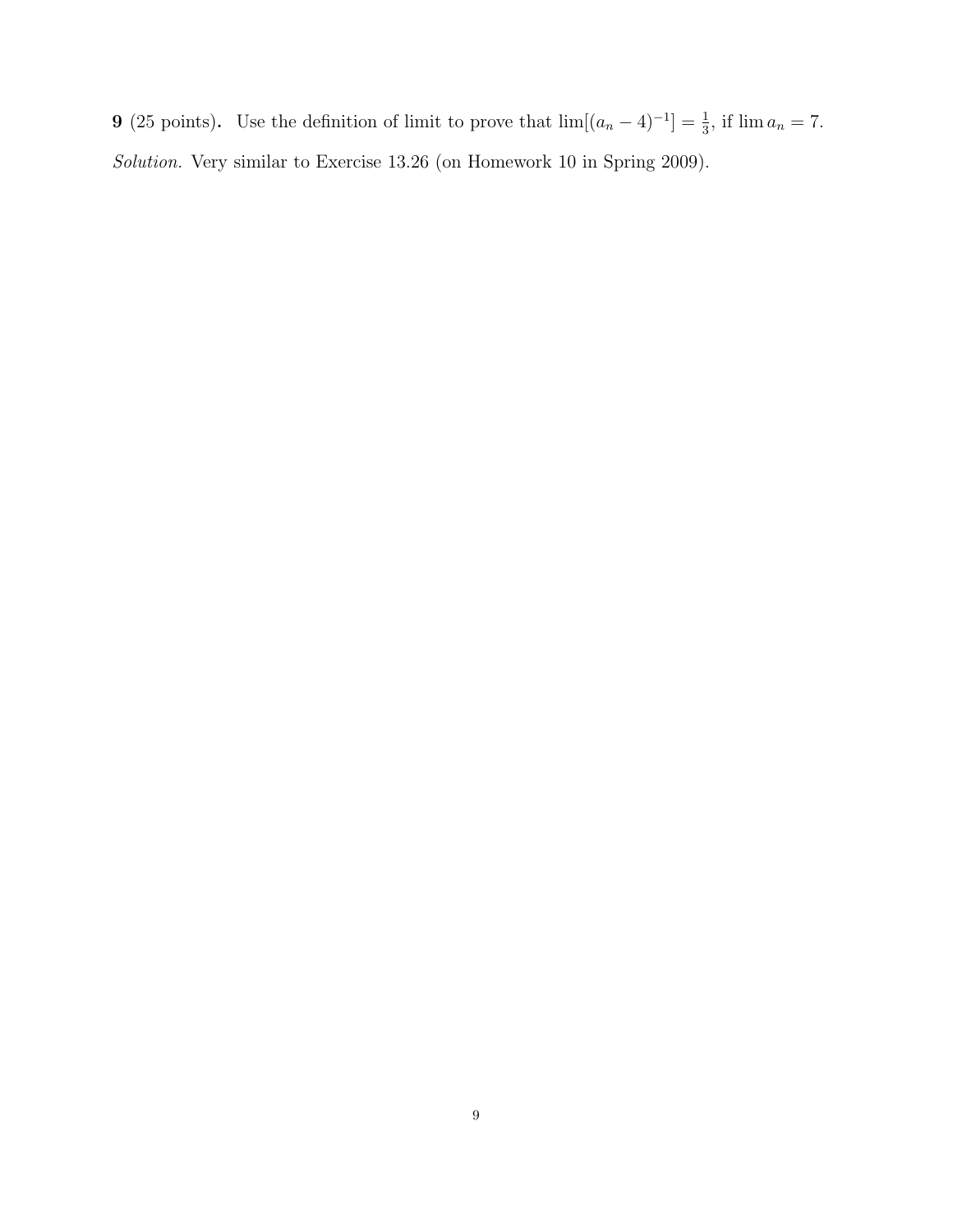**9** (25 points). Use the definition of limit to prove that $\lim[(a_n - 4)^{-1}] = \frac{1}{3}$, if $\lim a_n = 7$.

*Solution.* Very similar to Exercise 13.26 (on Homework 10 in Spring 2009).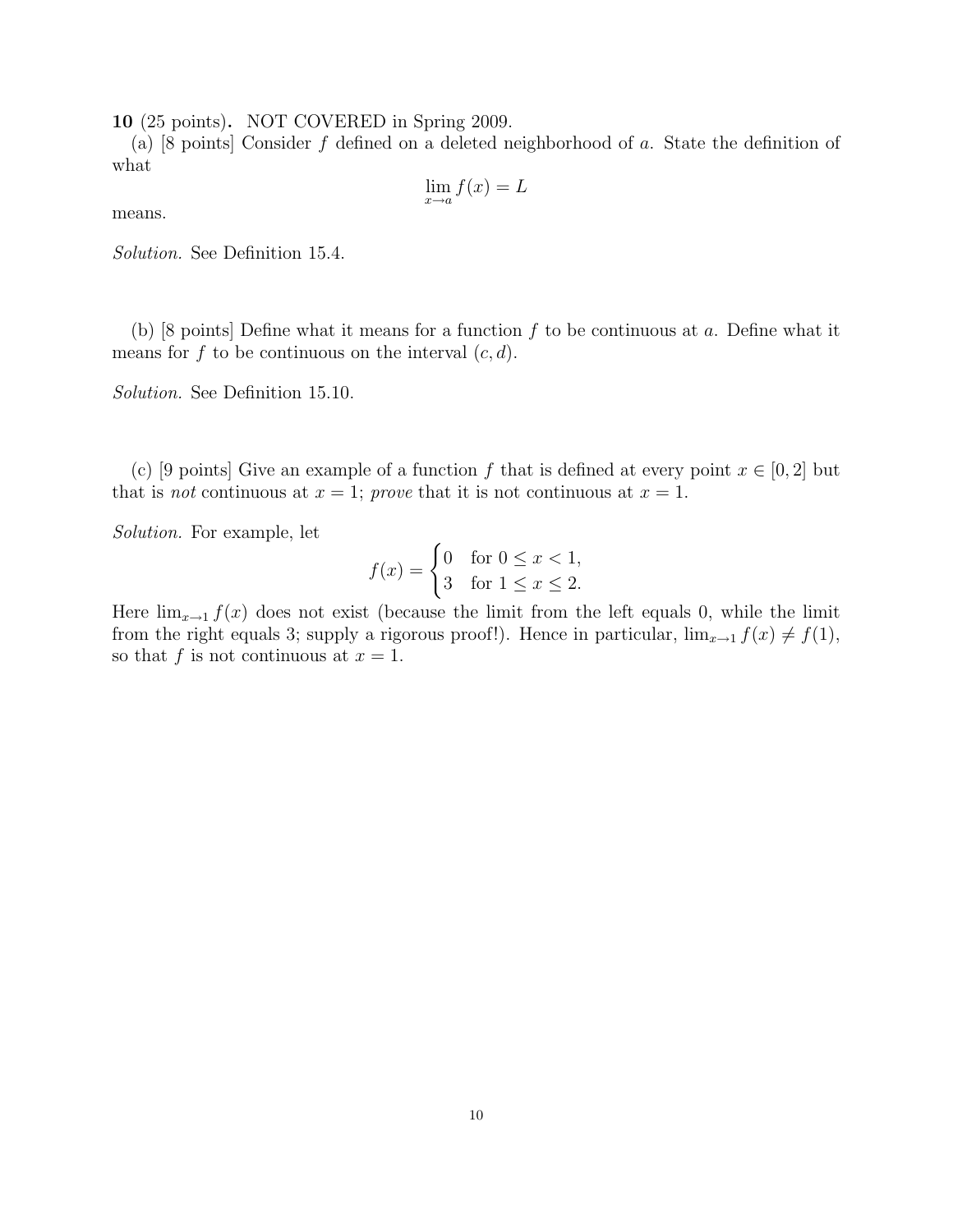**10** (25 points)**.** NOT COVERED in Spring 2009.

(a) [8 points] Consider $f$ defined on a deleted neighborhood of $a$. State the definition of what

$$\lim_{x \to a} f(x) = L$$

means.

*Solution.* See Definition 15.4.

(b) [8 points] Define what it means for a function $f$ to be continuous at $a$. Define what it means for $f$ to be continuous on the interval $(c, d)$.

*Solution.* See Definition 15.10.

(c) [9 points] Give an example of a function $f$ that is defined at every point $x \in [0, 2]$ but that is *not* continuous at $x = 1$; *prove* that it is not continuous at $x = 1$.

*Solution.* For example, let

$$f(x) = \begin{cases} 0 & \text{for } 0 \leq x < 1, \\ 3 & \text{for } 1 \leq x \leq 2. \end{cases}$$

Here $\lim_{x \to 1} f(x)$ does not exist (because the limit from the left equals 0, while the limit from the right equals 3; supply a rigorous proof!). Hence in particular, $\lim_{x \to 1} f(x) \neq f(1)$, so that $f$ is not continuous at $x = 1$.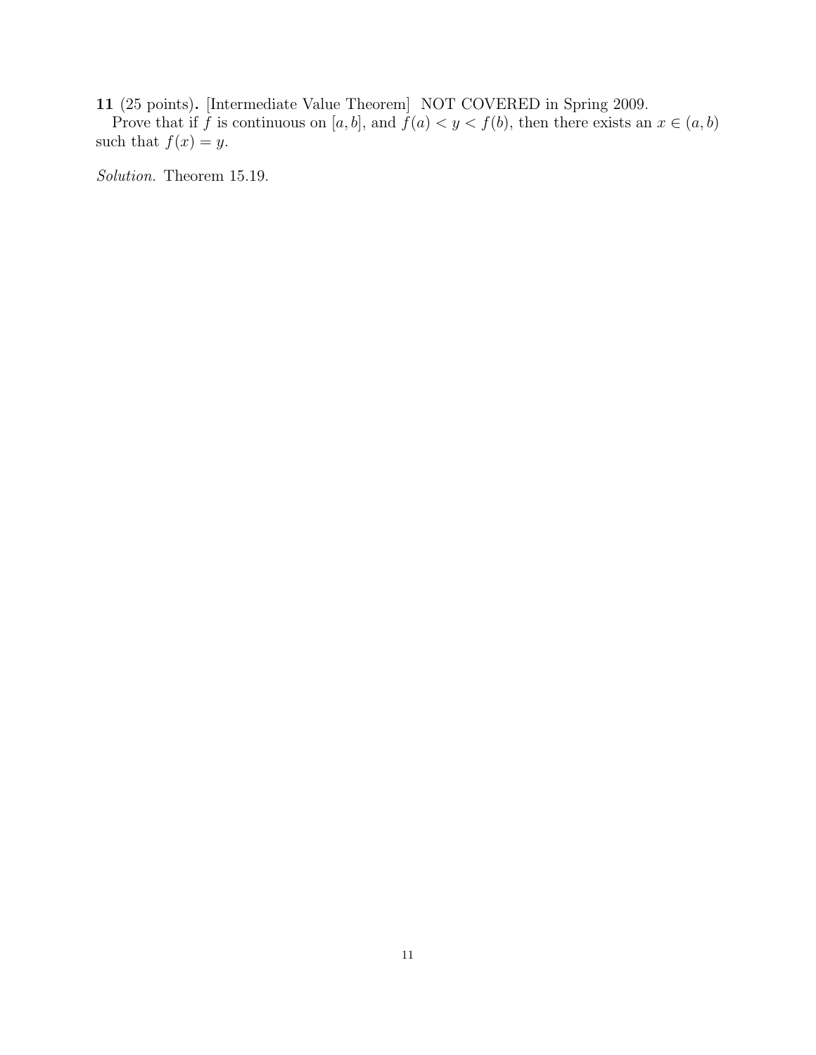**11** (25 points)**.** [Intermediate Value Theorem] NOT COVERED in Spring 2009.

Prove that if $f$ is continuous on $[a, b]$, and $f(a) < y < f(b)$, then there exists an $x \in (a, b)$ such that $f(x) = y$.

*Solution.* Theorem 15.19.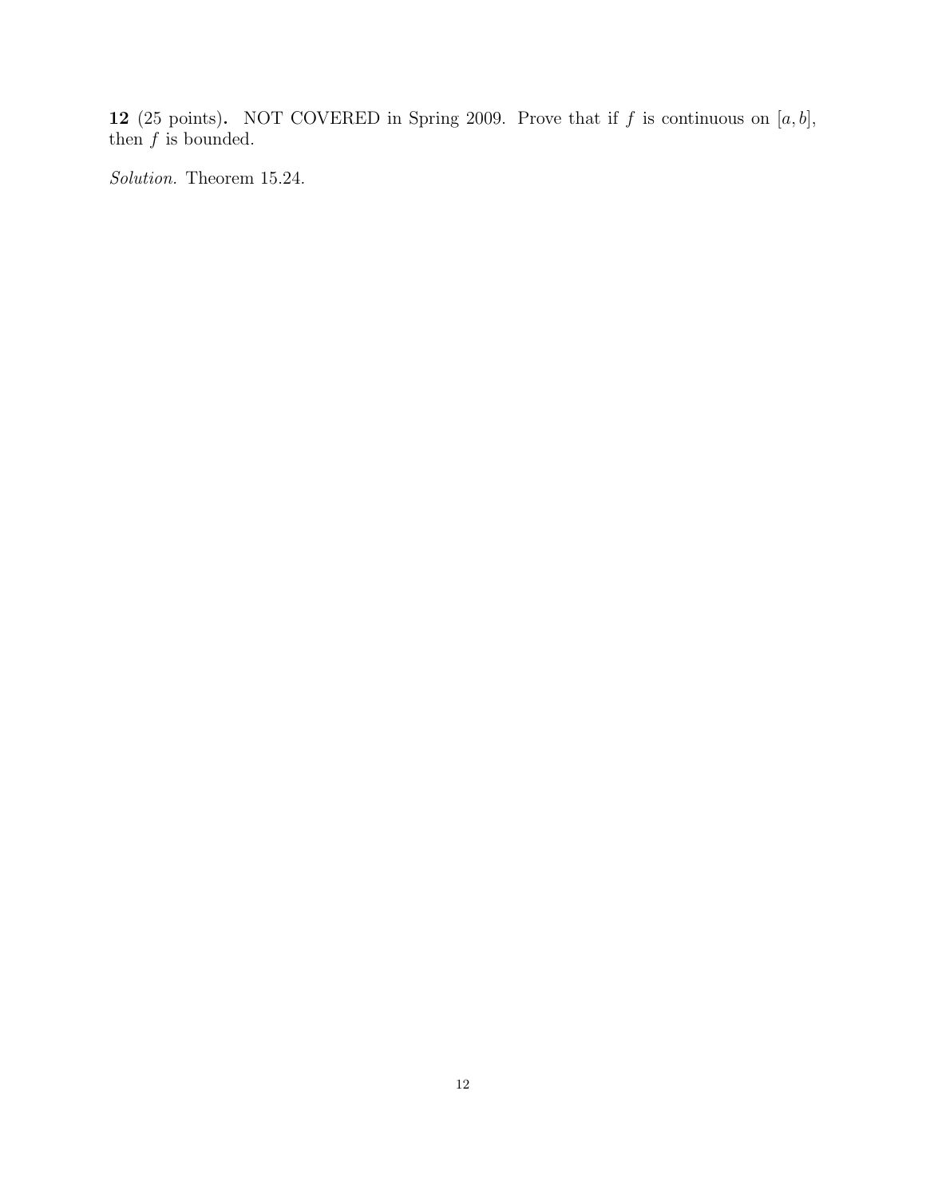**12** (25 points)**.** NOT COVERED in Spring 2009. Prove that if $f$ is continuous on $[a, b]$, then $f$ is bounded.

*Solution.* Theorem 15.24.